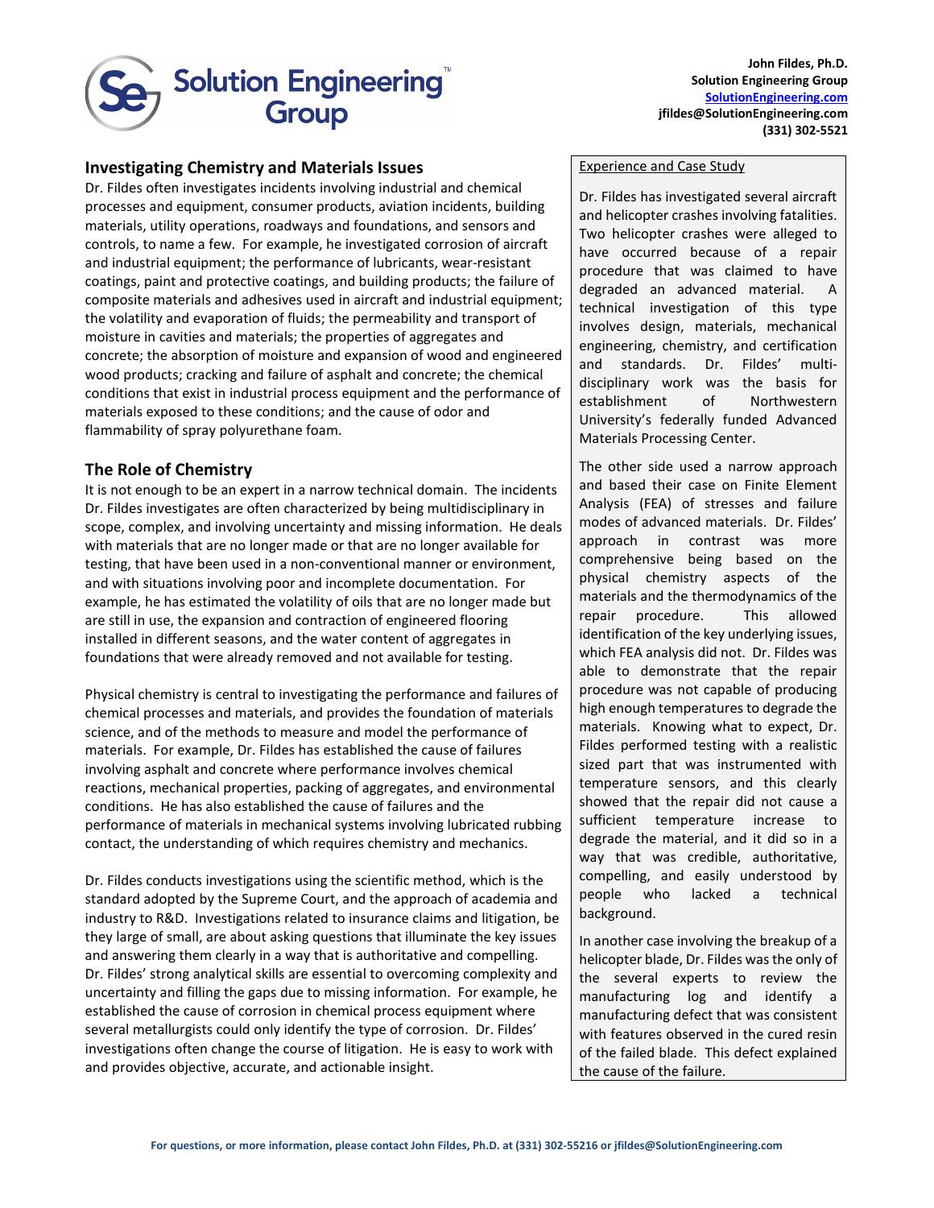John Fildes, Ph.D.
Solution Engineering Group
[SolutionEngineering.com](http://SolutionEngineering.com)
jfildes@SolutionEngineering.com
(331) 302-5521

## Investigating Chemistry and Materials Issues

Dr. Fildes often investigates incidents involving industrial and chemical processes and equipment, consumer products, aviation incidents, building materials, utility operations, roadways and foundations, and sensors and controls, to name a few. For example, he investigated corrosion of aircraft and industrial equipment; the performance of lubricants, wear-resistant coatings, paint and protective coatings, and building products; the failure of composite materials and adhesives used in aircraft and industrial equipment; the volatility and evaporation of fluids; the permeability and transport of moisture in cavities and materials; the properties of aggregates and concrete; the absorption of moisture and expansion of wood and engineered wood products; cracking and failure of asphalt and concrete; the chemical conditions that exist in industrial process equipment and the performance of materials exposed to these conditions; and the cause of odor and flammability of spray polyurethane foam.

## The Role of Chemistry

It is not enough to be an expert in a narrow technical domain. The incidents Dr. Fildes investigates are often characterized by being multidisciplinary in scope, complex, and involving uncertainty and missing information. He deals with materials that are no longer made or that are no longer available for testing, that have been used in a non-conventional manner or environment, and with situations involving poor and incomplete documentation. For example, he has estimated the volatility of oils that are no longer made but are still in use, the expansion and contraction of engineered flooring installed in different seasons, and the water content of aggregates in foundations that were already removed and not available for testing.

Physical chemistry is central to investigating the performance and failures of chemical processes and materials, and provides the foundation of materials science, and of the methods to measure and model the performance of materials. For example, Dr. Fildes has established the cause of failures involving asphalt and concrete where performance involves chemical reactions, mechanical properties, packing of aggregates, and environmental conditions. He has also established the cause of failures and the performance of materials in mechanical systems involving lubricated rubbing contact, the understanding of which requires chemistry and mechanics.

Dr. Fildes conducts investigations using the scientific method, which is the standard adopted by the Supreme Court, and the approach of academia and industry to R&D. Investigations related to insurance claims and litigation, be they large of small, are about asking questions that illuminate the key issues and answering them clearly in a way that is authoritative and compelling. Dr. Fildes' strong analytical skills are essential to overcoming complexity and uncertainty and filling the gaps due to missing information. For example, he established the cause of corrosion in chemical process equipment where several metallurgists could only identify the type of corrosion. Dr. Fildes' investigations often change the course of litigation. He is easy to work with and provides objective, accurate, and actionable insight.

### Experience and Case Study

Dr. Fildes has investigated several aircraft and helicopter crashes involving fatalities. Two helicopter crashes were alleged to have occurred because of a repair procedure that was claimed to have degraded an advanced material. A technical investigation of this type involves design, materials, mechanical engineering, chemistry, and certification and standards. Dr. Fildes' multi-disciplinary work was the basis for establishment of Northwestern University's federally funded Advanced Materials Processing Center.

The other side used a narrow approach and based their case on Finite Element Analysis (FEA) of stresses and failure modes of advanced materials. Dr. Fildes' approach in contrast was more comprehensive being based on the physical chemistry aspects of the materials and the thermodynamics of the repair procedure. This allowed identification of the key underlying issues, which FEA analysis did not. Dr. Fildes was able to demonstrate that the repair procedure was not capable of producing high enough temperatures to degrade the materials. Knowing what to expect, Dr. Fildes performed testing with a realistic sized part that was instrumented with temperature sensors, and this clearly showed that the repair did not cause a sufficient temperature increase to degrade the material, and it did so in a way that was credible, authoritative, compelling, and easily understood by people who lacked a technical background.

In another case involving the breakup of a helicopter blade, Dr. Fildes was the only of the several experts to review the manufacturing log and identify a manufacturing defect that was consistent with features observed in the cured resin of the failed blade. This defect explained the cause of the failure.

**For questions, or more information, please contact John Fildes, Ph.D. at (331) 302-55216 or jfildes@SolutionEngineering.com**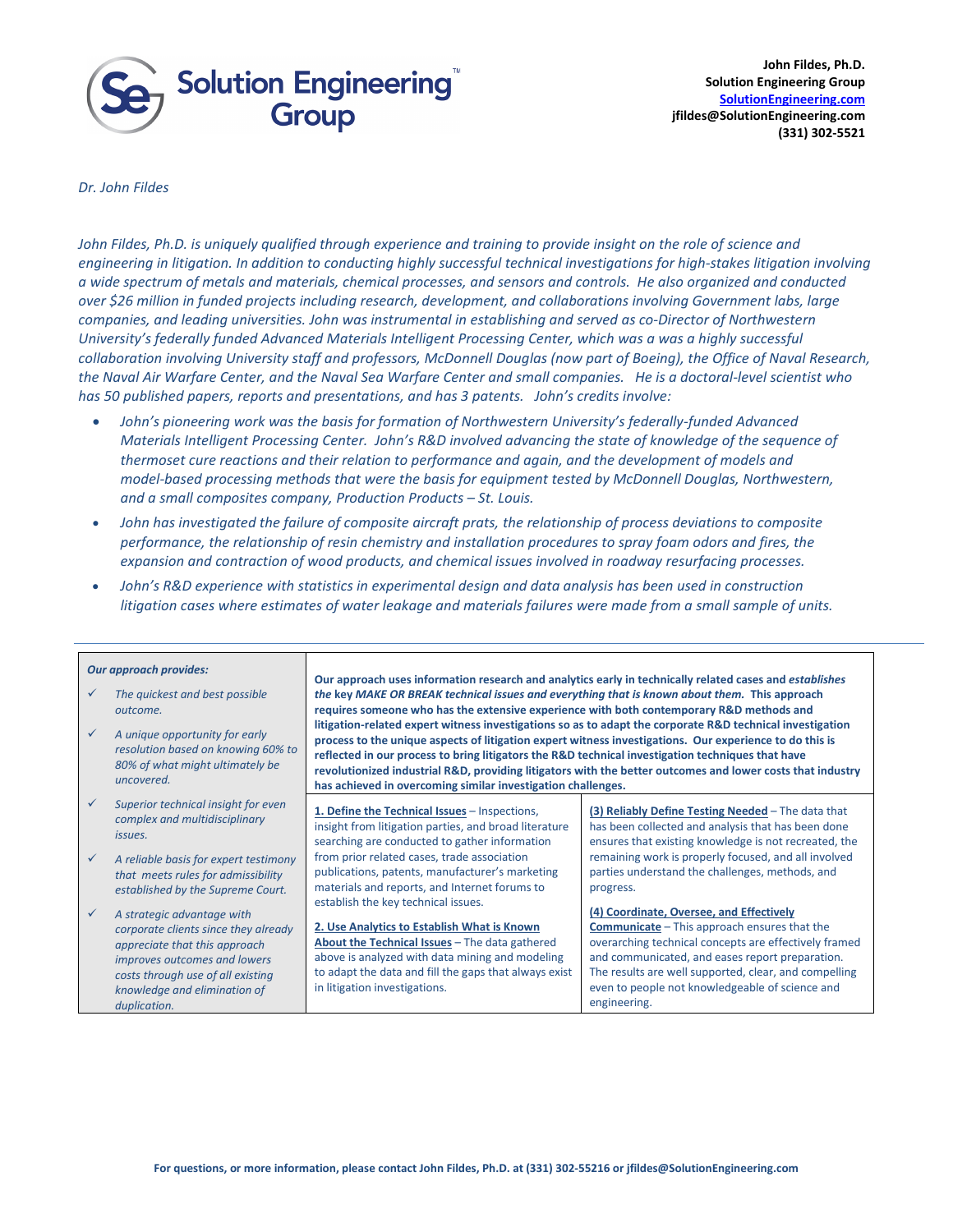**Solution Engineering Group**

**John Fildes, Ph.D.**
**Solution Engineering Group**
**SolutionEngineering.com**
**jfildes@SolutionEngineering.com**
**(331) 302-5521**

*Dr. John Fildes*

*John Fildes, Ph.D. is uniquely qualified through experience and training to provide insight on the role of science and engineering in litigation. In addition to conducting highly successful technical investigations for high-stakes litigation involving a wide spectrum of metals and materials, chemical processes, and sensors and controls. He also organized and conducted over $26 million in funded projects including research, development, and collaborations involving Government labs, large companies, and leading universities. John was instrumental in establishing and served as co-Director of Northwestern University's federally funded Advanced Materials Intelligent Processing Center, which was a was a highly successful collaboration involving University staff and professors, McDonnell Douglas (now part of Boeing), the Office of Naval Research, the Naval Air Warfare Center, and the Naval Sea Warfare Center and small companies. He is a doctoral-level scientist who has 50 published papers, reports and presentations, and has 3 patents. John's credits involve:*

- *John's pioneering work was the basis for formation of Northwestern University's federally-funded Advanced Materials Intelligent Processing Center. John's R&D involved advancing the state of knowledge of the sequence of thermoset cure reactions and their relation to performance and again, and the development of models and model-based processing methods that were the basis for equipment tested by McDonnell Douglas, Northwestern, and a small composites company, Production Products – St. Louis.*
- *John has investigated the failure of composite aircraft prats, the relationship of process deviations to composite performance, the relationship of resin chemistry and installation procedures to spray foam odors and fires, the expansion and contraction of wood products, and chemical issues involved in roadway resurfacing processes.*
- *John's R&D experience with statistics in experimental design and data analysis has been used in construction litigation cases where estimates of water leakage and materials failures were made from a small sample of units.*

---

***Our approach provides:***

- ✓ *The quickest and best possible outcome.*
- ✓ *A unique opportunity for early resolution based on knowing 60% to 80% of what might ultimately be uncovered.*
- ✓ *Superior technical insight for even complex and multidisciplinary issues.*
- ✓ *A reliable basis for expert testimony that meets rules for admissibility established by the Supreme Court.*
- ✓ *A strategic advantage with corporate clients since they already appreciate that this approach improves outcomes and lowers costs through use of all existing knowledge and elimination of duplication.*

**Our approach uses information research and analytics early in technically related cases and *establishes the* key *MAKE OR BREAK technical issues and everything that is known about them.* This approach requires someone who has the extensive experience with both contemporary R&D methods and litigation-related expert witness investigations so as to adapt the corporate R&D technical investigation process to the unique aspects of litigation expert witness investigations. Our experience to do this is reflected in our process to bring litigators the R&D technical investigation techniques that have revolutionized industrial R&D, providing litigators with the better outcomes and lower costs that industry has achieved in overcoming similar investigation challenges.**

**1. Define the Technical Issues** – Inspections, insight from litigation parties, and broad literature searching are conducted to gather information from prior related cases, trade association publications, patents, manufacturer's marketing materials and reports, and Internet forums to establish the key technical issues.

**2. Use Analytics to Establish What is Known About the Technical Issues** – The data gathered above is analyzed with data mining and modeling to adapt the data and fill the gaps that always exist in litigation investigations.

**(3) Reliably Define Testing Needed** – The data that has been collected and analysis that has been done ensures that existing knowledge is not recreated, the remaining work is properly focused, and all involved parties understand the challenges, methods, and progress.

**(4) Coordinate, Oversee, and Effectively Communicate** – This approach ensures that the overarching technical concepts are effectively framed and communicated, and eases report preparation. The results are well supported, clear, and compelling even to people not knowledgeable of science and engineering.

**For questions, or more information, please contact John Fildes, Ph.D. at (331) 302-55216 or jfildes@SolutionEngineering.com**